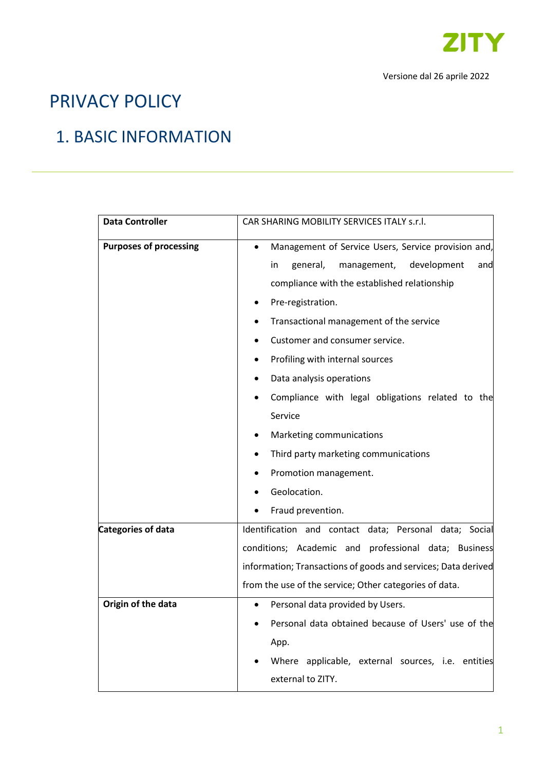Versione dal 26 aprile 2022

# PRIVACY POLICY

## 1. BASIC INFORMATION

| **Data Controller** | CAR SHARING MOBILITY SERVICES ITALY s.r.l. |
|---|---|
| **Purposes of processing** | • Management of Service Users, Service provision and, in general, management, development and compliance with the established relationship<br>• Pre-registration.<br>• Transactional management of the service<br>• Customer and consumer service.<br>• Profiling with internal sources<br>• Data analysis operations<br>• Compliance with legal obligations related to the Service<br>• Marketing communications<br>• Third party marketing communications<br>• Promotion management.<br>• Geolocation.<br>• Fraud prevention. |
| **Categories of data** | Identification and contact data; Personal data; Social conditions; Academic and professional data; Business information; Transactions of goods and services; Data derived from the use of the service; Other categories of data. |
| **Origin of the data** | • Personal data provided by Users.<br>• Personal data obtained because of Users' use of the App.<br>• Where applicable, external sources, i.e. entities external to ZITY. |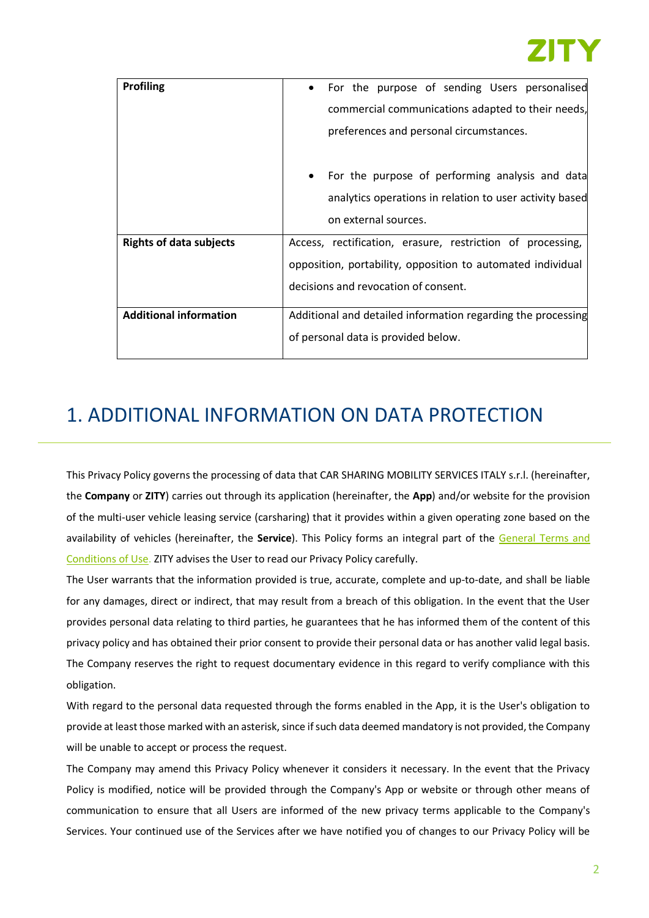| | |
|---|---|
| **Profiling** | • For the purpose of sending Users personalised commercial communications adapted to their needs, preferences and personal circumstances.<br><br>• For the purpose of performing analysis and data analytics operations in relation to user activity based on external sources. |
| **Rights of data subjects** | Access, rectification, erasure, restriction of processing, opposition, portability, opposition to automated individual decisions and revocation of consent. |
| **Additional information** | Additional and detailed information regarding the processing of personal data is provided below. |

# 1. ADDITIONAL INFORMATION ON DATA PROTECTION

This Privacy Policy governs the processing of data that CAR SHARING MOBILITY SERVICES ITALY s.r.l. (hereinafter, the **Company** or **ZITY**) carries out through its application (hereinafter, the **App**) and/or website for the provision of the multi-user vehicle leasing service (carsharing) that it provides within a given operating zone based on the availability of vehicles (hereinafter, the **Service**). This Policy forms an integral part of the General Terms and Conditions of Use. ZITY advises the User to read our Privacy Policy carefully.

The User warrants that the information provided is true, accurate, complete and up-to-date, and shall be liable for any damages, direct or indirect, that may result from a breach of this obligation. In the event that the User provides personal data relating to third parties, he guarantees that he has informed them of the content of this privacy policy and has obtained their prior consent to provide their personal data or has another valid legal basis. The Company reserves the right to request documentary evidence in this regard to verify compliance with this obligation.

With regard to the personal data requested through the forms enabled in the App, it is the User's obligation to provide at least those marked with an asterisk, since if such data deemed mandatory is not provided, the Company will be unable to accept or process the request.

The Company may amend this Privacy Policy whenever it considers it necessary. In the event that the Privacy Policy is modified, notice will be provided through the Company's App or website or through other means of communication to ensure that all Users are informed of the new privacy terms applicable to the Company's Services. Your continued use of the Services after we have notified you of changes to our Privacy Policy will be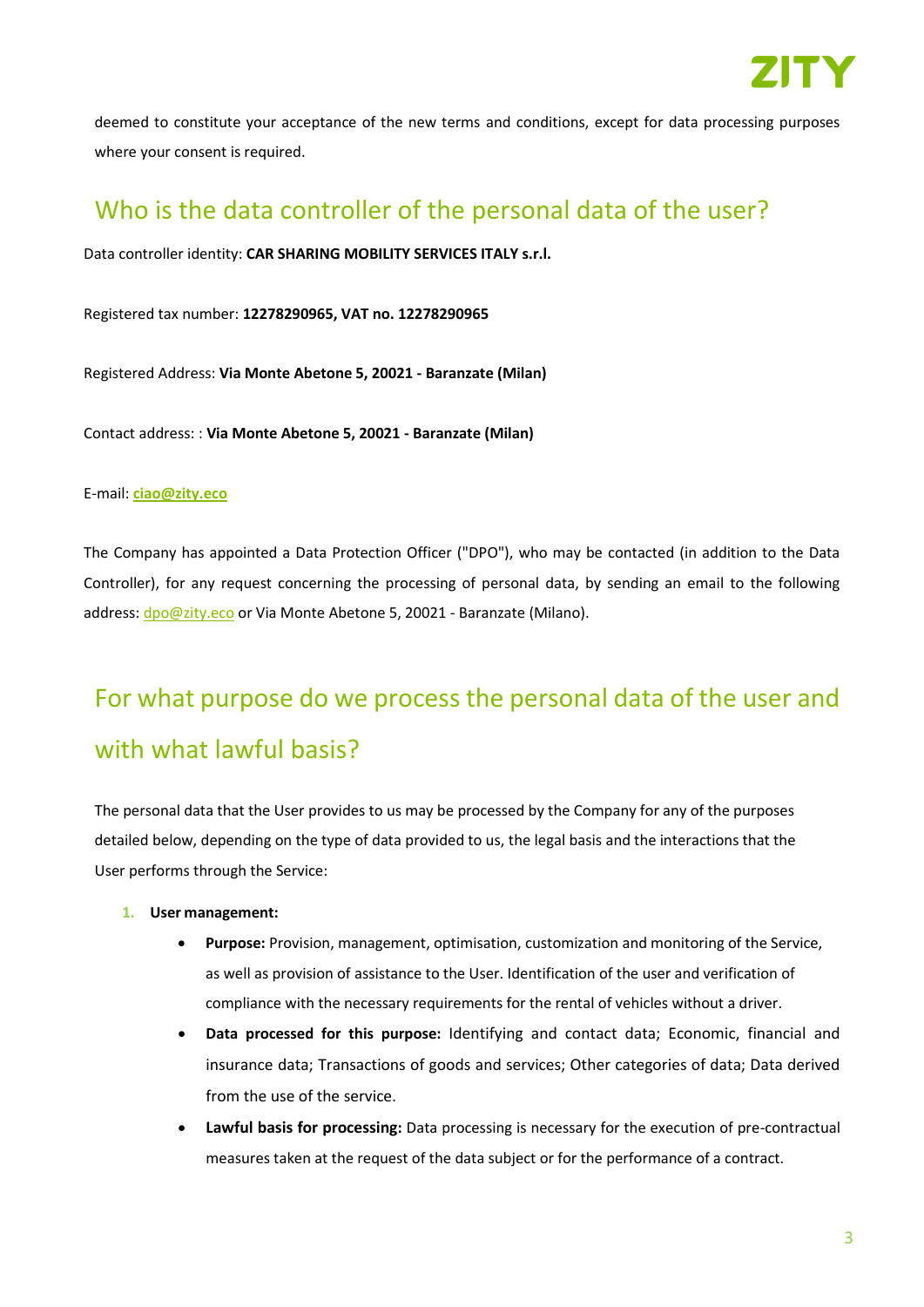deemed to constitute your acceptance of the new terms and conditions, except for data processing purposes where your consent is required.

## Who is the data controller of the personal data of the user?

Data controller identity: **CAR SHARING MOBILITY SERVICES ITALY s.r.l.**

Registered tax number: **12278290965, VAT no. 12278290965**

Registered Address: **Via Monte Abetone 5, 20021 - Baranzate (Milan)**

Contact address: : **Via Monte Abetone 5, 20021 - Baranzate (Milan)**

E-mail: **ciao@zity.eco**

The Company has appointed a Data Protection Officer ("DPO"), who may be contacted (in addition to the Data Controller), for any request concerning the processing of personal data, by sending an email to the following address: dpo@zity.eco or Via Monte Abetone 5, 20021 - Baranzate (Milano).

## For what purpose do we process the personal data of the user and with what lawful basis?

The personal data that the User provides to us may be processed by the Company for any of the purposes detailed below, depending on the type of data provided to us, the legal basis and the interactions that the User performs through the Service:

1. **User management:**
   - **Purpose:** Provision, management, optimisation, customization and monitoring of the Service, as well as provision of assistance to the User. Identification of the user and verification of compliance with the necessary requirements for the rental of vehicles without a driver.
   - **Data processed for this purpose:** Identifying and contact data; Economic, financial and insurance data; Transactions of goods and services; Other categories of data; Data derived from the use of the service.
   - **Lawful basis for processing:** Data processing is necessary for the execution of pre-contractual measures taken at the request of the data subject or for the performance of a contract.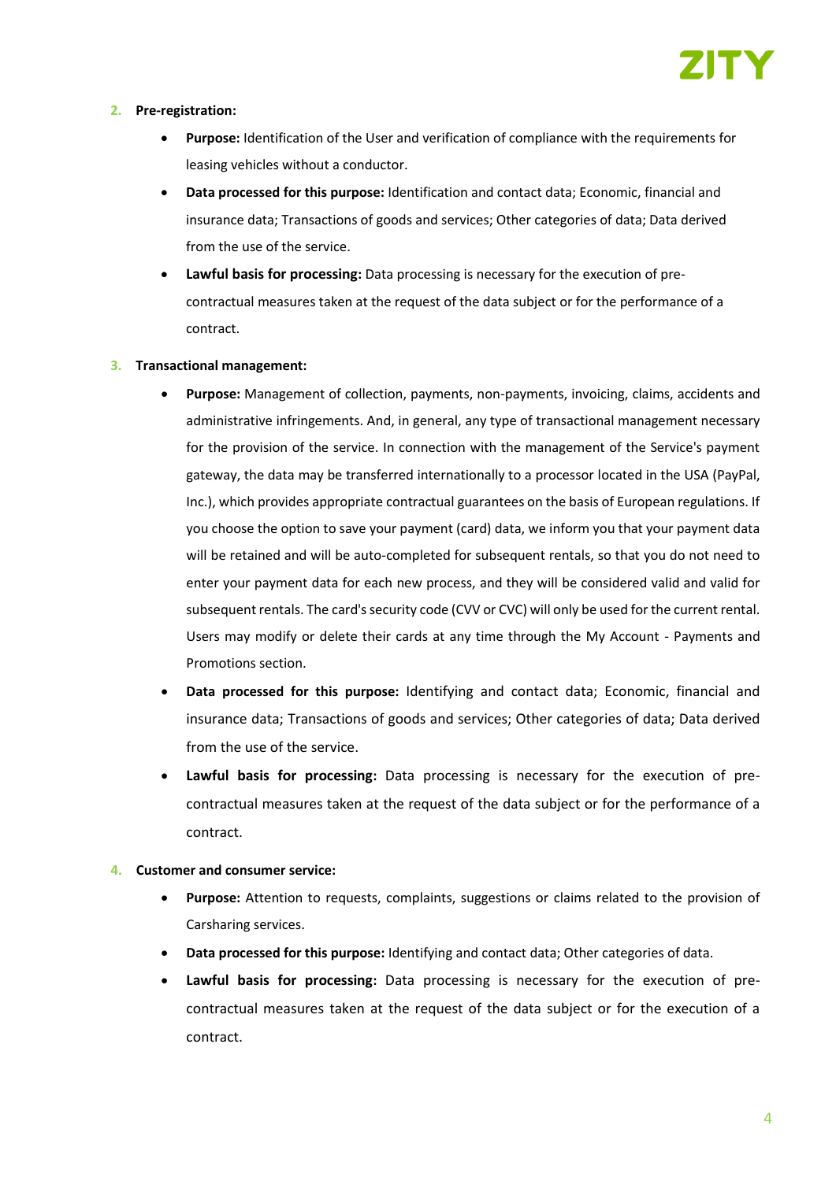2. **Pre-registration:**
   - **Purpose:** Identification of the User and verification of compliance with the requirements for leasing vehicles without a conductor.
   - **Data processed for this purpose:** Identification and contact data; Economic, financial and insurance data; Transactions of goods and services; Other categories of data; Data derived from the use of the service.
   - **Lawful basis for processing:** Data processing is necessary for the execution of pre-contractual measures taken at the request of the data subject or for the performance of a contract.

3. **Transactional management:**
   - **Purpose:** Management of collection, payments, non-payments, invoicing, claims, accidents and administrative infringements. And, in general, any type of transactional management necessary for the provision of the service. In connection with the management of the Service's payment gateway, the data may be transferred internationally to a processor located in the USA (PayPal, Inc.), which provides appropriate contractual guarantees on the basis of European regulations. If you choose the option to save your payment (card) data, we inform you that your payment data will be retained and will be auto-completed for subsequent rentals, so that you do not need to enter your payment data for each new process, and they will be considered valid and valid for subsequent rentals. The card's security code (CVV or CVC) will only be used for the current rental. Users may modify or delete their cards at any time through the My Account - Payments and Promotions section.
   - **Data processed for this purpose:** Identifying and contact data; Economic, financial and insurance data; Transactions of goods and services; Other categories of data; Data derived from the use of the service.
   - **Lawful basis for processing:** Data processing is necessary for the execution of pre-contractual measures taken at the request of the data subject or for the performance of a contract.

4. **Customer and consumer service:**
   - **Purpose:** Attention to requests, complaints, suggestions or claims related to the provision of Carsharing services.
   - **Data processed for this purpose:** Identifying and contact data; Other categories of data.
   - **Lawful basis for processing:** Data processing is necessary for the execution of pre-contractual measures taken at the request of the data subject or for the execution of a contract.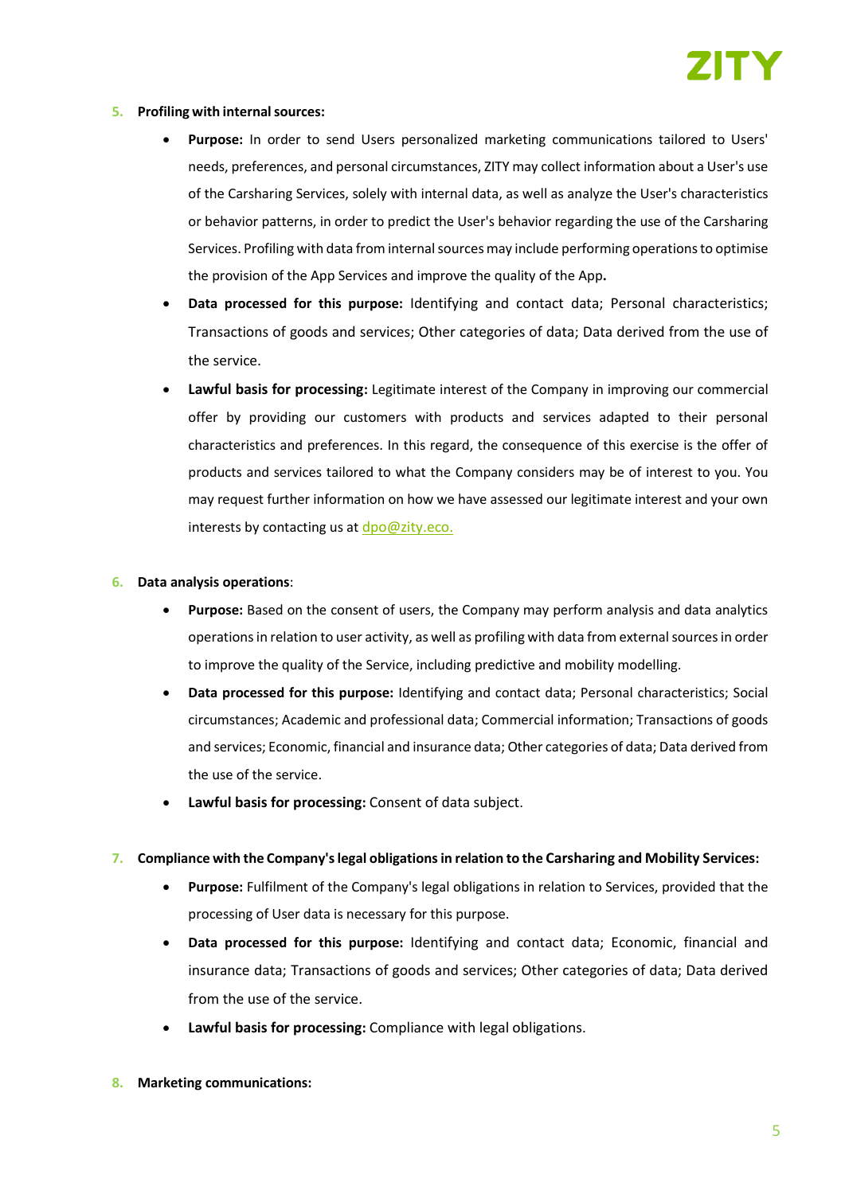5. **Profiling with internal sources:**
    - **Purpose:** In order to send Users personalized marketing communications tailored to Users' needs, preferences, and personal circumstances, ZITY may collect information about a User's use of the Carsharing Services, solely with internal data, as well as analyze the User's characteristics or behavior patterns, in order to predict the User's behavior regarding the use of the Carsharing Services. Profiling with data from internal sources may include performing operations to optimise the provision of the App Services and improve the quality of the App**.**
    - **Data processed for this purpose:** Identifying and contact data; Personal characteristics; Transactions of goods and services; Other categories of data; Data derived from the use of the service.
    - **Lawful basis for processing:** Legitimate interest of the Company in improving our commercial offer by providing our customers with products and services adapted to their personal characteristics and preferences. In this regard, the consequence of this exercise is the offer of products and services tailored to what the Company considers may be of interest to you. You may request further information on how we have assessed our legitimate interest and your own interests by contacting us at dpo@zity.eco.

6. **Data analysis operations**:
    - **Purpose:** Based on the consent of users, the Company may perform analysis and data analytics operations in relation to user activity, as well as profiling with data from external sources in order to improve the quality of the Service, including predictive and mobility modelling.
    - **Data processed for this purpose:** Identifying and contact data; Personal characteristics; Social circumstances; Academic and professional data; Commercial information; Transactions of goods and services; Economic, financial and insurance data; Other categories of data; Data derived from the use of the service.
    - **Lawful basis for processing:** Consent of data subject.

7. **Compliance with the Company's legal obligations in relation to the Carsharing and Mobility Services:**
    - **Purpose:** Fulfilment of the Company's legal obligations in relation to Services, provided that the processing of User data is necessary for this purpose.
    - **Data processed for this purpose:** Identifying and contact data; Economic, financial and insurance data; Transactions of goods and services; Other categories of data; Data derived from the use of the service.
    - **Lawful basis for processing:** Compliance with legal obligations.

8. **Marketing communications:**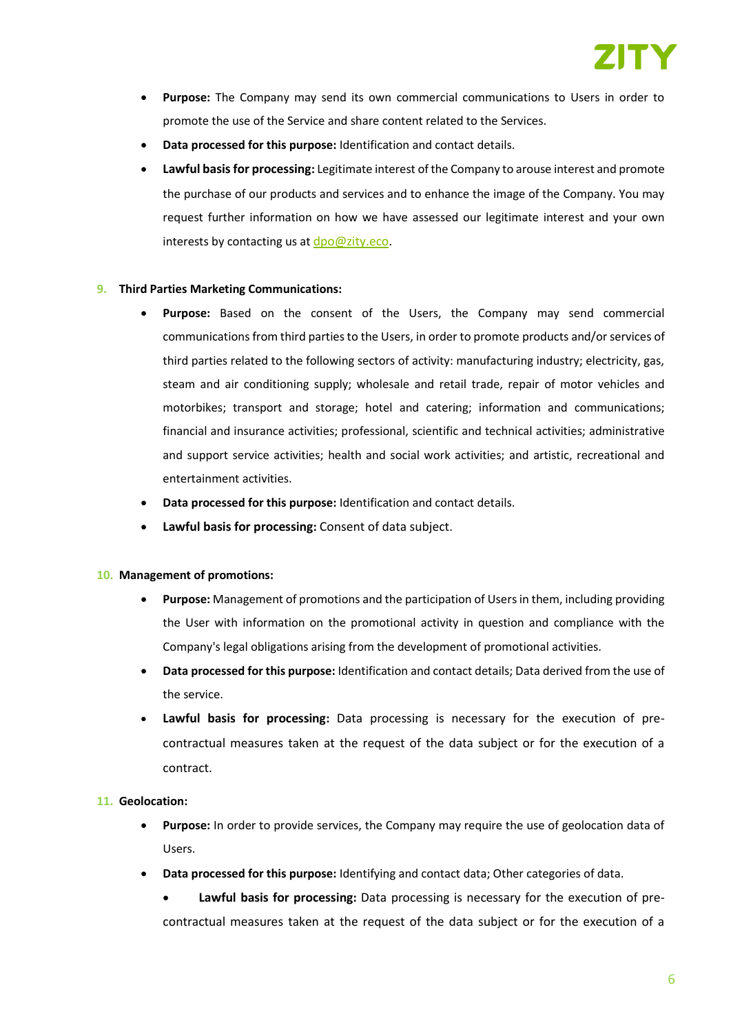- **Purpose:** The Company may send its own commercial communications to Users in order to promote the use of the Service and share content related to the Services.
- **Data processed for this purpose:** Identification and contact details.
- **Lawful basis for processing:** Legitimate interest of the Company to arouse interest and promote the purchase of our products and services and to enhance the image of the Company. You may request further information on how we have assessed our legitimate interest and your own interests by contacting us at dpo@zity.eco.

9. **Third Parties Marketing Communications:**
   - **Purpose:** Based on the consent of the Users, the Company may send commercial communications from third parties to the Users, in order to promote products and/or services of third parties related to the following sectors of activity: manufacturing industry; electricity, gas, steam and air conditioning supply; wholesale and retail trade, repair of motor vehicles and motorbikes; transport and storage; hotel and catering; information and communications; financial and insurance activities; professional, scientific and technical activities; administrative and support service activities; health and social work activities; and artistic, recreational and entertainment activities.
   - **Data processed for this purpose:** Identification and contact details.
   - **Lawful basis for processing:** Consent of data subject.

10. **Management of promotions:**
    - **Purpose:** Management of promotions and the participation of Users in them, including providing the User with information on the promotional activity in question and compliance with the Company's legal obligations arising from the development of promotional activities.
    - **Data processed for this purpose:** Identification and contact details; Data derived from the use of the service.
    - **Lawful basis for processing:** Data processing is necessary for the execution of pre-contractual measures taken at the request of the data subject or for the execution of a contract.

11. **Geolocation:**
    - **Purpose:** In order to provide services, the Company may require the use of geolocation data of Users.
    - **Data processed for this purpose:** Identifying and contact data; Other categories of data.
    - **Lawful basis for processing:** Data processing is necessary for the execution of pre-contractual measures taken at the request of the data subject or for the execution of a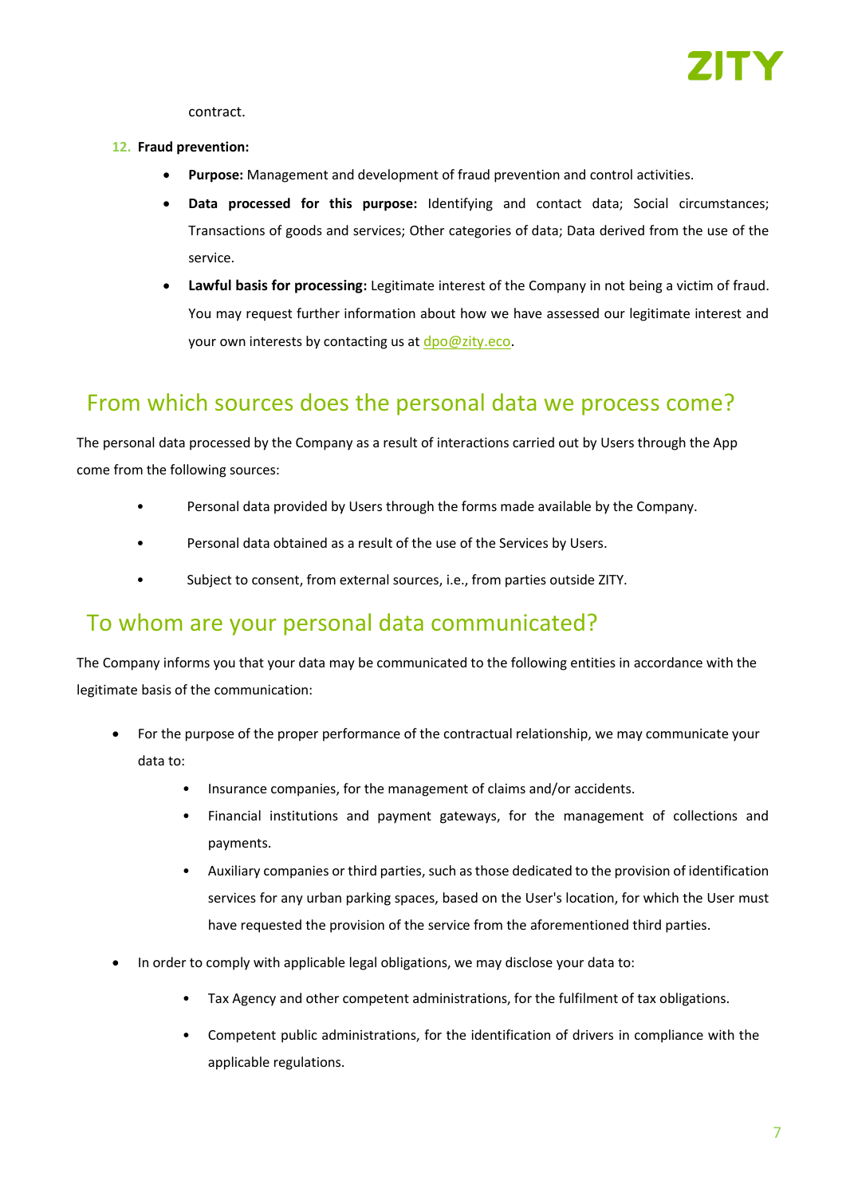contract.

12. **Fraud prevention:**

- **Purpose:** Management and development of fraud prevention and control activities.
- **Data processed for this purpose:** Identifying and contact data; Social circumstances; Transactions of goods and services; Other categories of data; Data derived from the use of the service.
- **Lawful basis for processing:** Legitimate interest of the Company in not being a victim of fraud. You may request further information about how we have assessed our legitimate interest and your own interests by contacting us at dpo@zity.eco.

## From which sources does the personal data we process come?

The personal data processed by the Company as a result of interactions carried out by Users through the App come from the following sources:

- Personal data provided by Users through the forms made available by the Company.
- Personal data obtained as a result of the use of the Services by Users.
- Subject to consent, from external sources, i.e., from parties outside ZITY.

## To whom are your personal data communicated?

The Company informs you that your data may be communicated to the following entities in accordance with the legitimate basis of the communication:

- For the purpose of the proper performance of the contractual relationship, we may communicate your data to:
  - Insurance companies, for the management of claims and/or accidents.
  - Financial institutions and payment gateways, for the management of collections and payments.
  - Auxiliary companies or third parties, such as those dedicated to the provision of identification services for any urban parking spaces, based on the User's location, for which the User must have requested the provision of the service from the aforementioned third parties.
- In order to comply with applicable legal obligations, we may disclose your data to:
  - Tax Agency and other competent administrations, for the fulfilment of tax obligations.
  - Competent public administrations, for the identification of drivers in compliance with the applicable regulations.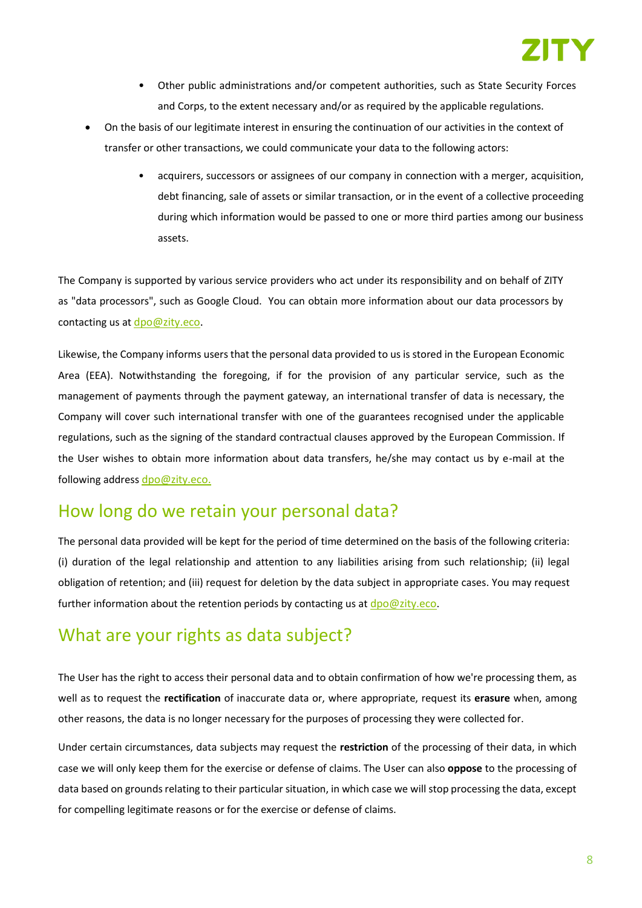- Other public administrations and/or competent authorities, such as State Security Forces and Corps, to the extent necessary and/or as required by the applicable regulations.

- On the basis of our legitimate interest in ensuring the continuation of our activities in the context of transfer or other transactions, we could communicate your data to the following actors:

  - acquirers, successors or assignees of our company in connection with a merger, acquisition, debt financing, sale of assets or similar transaction, or in the event of a collective proceeding during which information would be passed to one or more third parties among our business assets.

The Company is supported by various service providers who act under its responsibility and on behalf of ZITY as "data processors", such as Google Cloud. You can obtain more information about our data processors by contacting us at dpo@zity.eco.

Likewise, the Company informs users that the personal data provided to us is stored in the European Economic Area (EEA). Notwithstanding the foregoing, if for the provision of any particular service, such as the management of payments through the payment gateway, an international transfer of data is necessary, the Company will cover such international transfer with one of the guarantees recognised under the applicable regulations, such as the signing of the standard contractual clauses approved by the European Commission. If the User wishes to obtain more information about data transfers, he/she may contact us by e-mail at the following address dpo@zity.eco.

## How long do we retain your personal data?

The personal data provided will be kept for the period of time determined on the basis of the following criteria: (i) duration of the legal relationship and attention to any liabilities arising from such relationship; (ii) legal obligation of retention; and (iii) request for deletion by the data subject in appropriate cases. You may request further information about the retention periods by contacting us at dpo@zity.eco.

## What are your rights as data subject?

The User has the right to access their personal data and to obtain confirmation of how we're processing them, as well as to request the **rectification** of inaccurate data or, where appropriate, request its **erasure** when, among other reasons, the data is no longer necessary for the purposes of processing they were collected for.

Under certain circumstances, data subjects may request the **restriction** of the processing of their data, in which case we will only keep them for the exercise or defense of claims. The User can also **oppose** to the processing of data based on grounds relating to their particular situation, in which case we will stop processing the data, except for compelling legitimate reasons or for the exercise or defense of claims.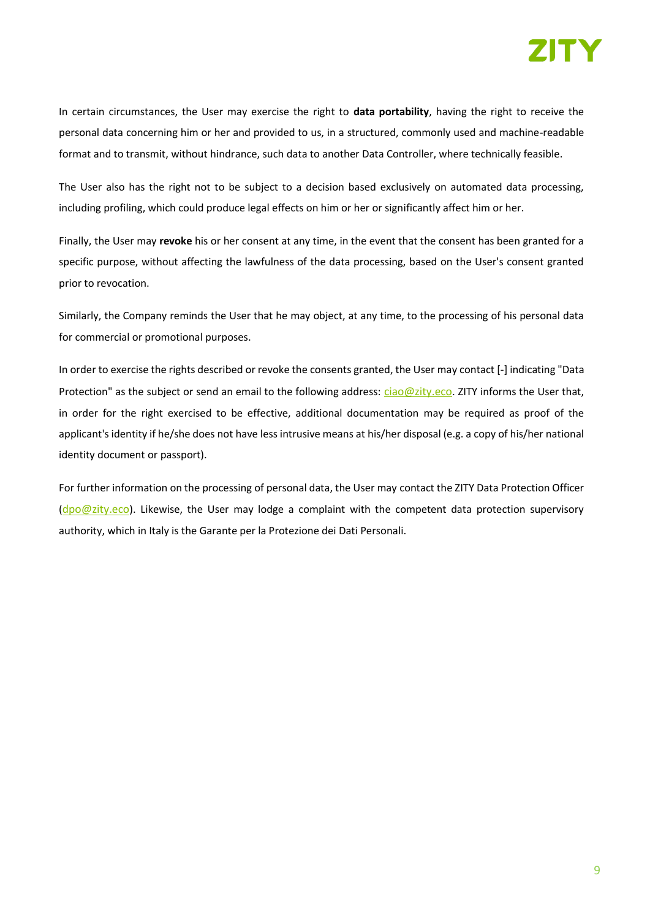In certain circumstances, the User may exercise the right to **data portability**, having the right to receive the personal data concerning him or her and provided to us, in a structured, commonly used and machine-readable format and to transmit, without hindrance, such data to another Data Controller, where technically feasible.

The User also has the right not to be subject to a decision based exclusively on automated data processing, including profiling, which could produce legal effects on him or her or significantly affect him or her.

Finally, the User may **revoke** his or her consent at any time, in the event that the consent has been granted for a specific purpose, without affecting the lawfulness of the data processing, based on the User's consent granted prior to revocation.

Similarly, the Company reminds the User that he may object, at any time, to the processing of his personal data for commercial or promotional purposes.

In order to exercise the rights described or revoke the consents granted, the User may contact [-] indicating "Data Protection" as the subject or send an email to the following address: ciao@zity.eco. ZITY informs the User that, in order for the right exercised to be effective, additional documentation may be required as proof of the applicant's identity if he/she does not have less intrusive means at his/her disposal (e.g. a copy of his/her national identity document or passport).

For further information on the processing of personal data, the User may contact the ZITY Data Protection Officer (dpo@zity.eco). Likewise, the User may lodge a complaint with the competent data protection supervisory authority, which in Italy is the Garante per la Protezione dei Dati Personali.